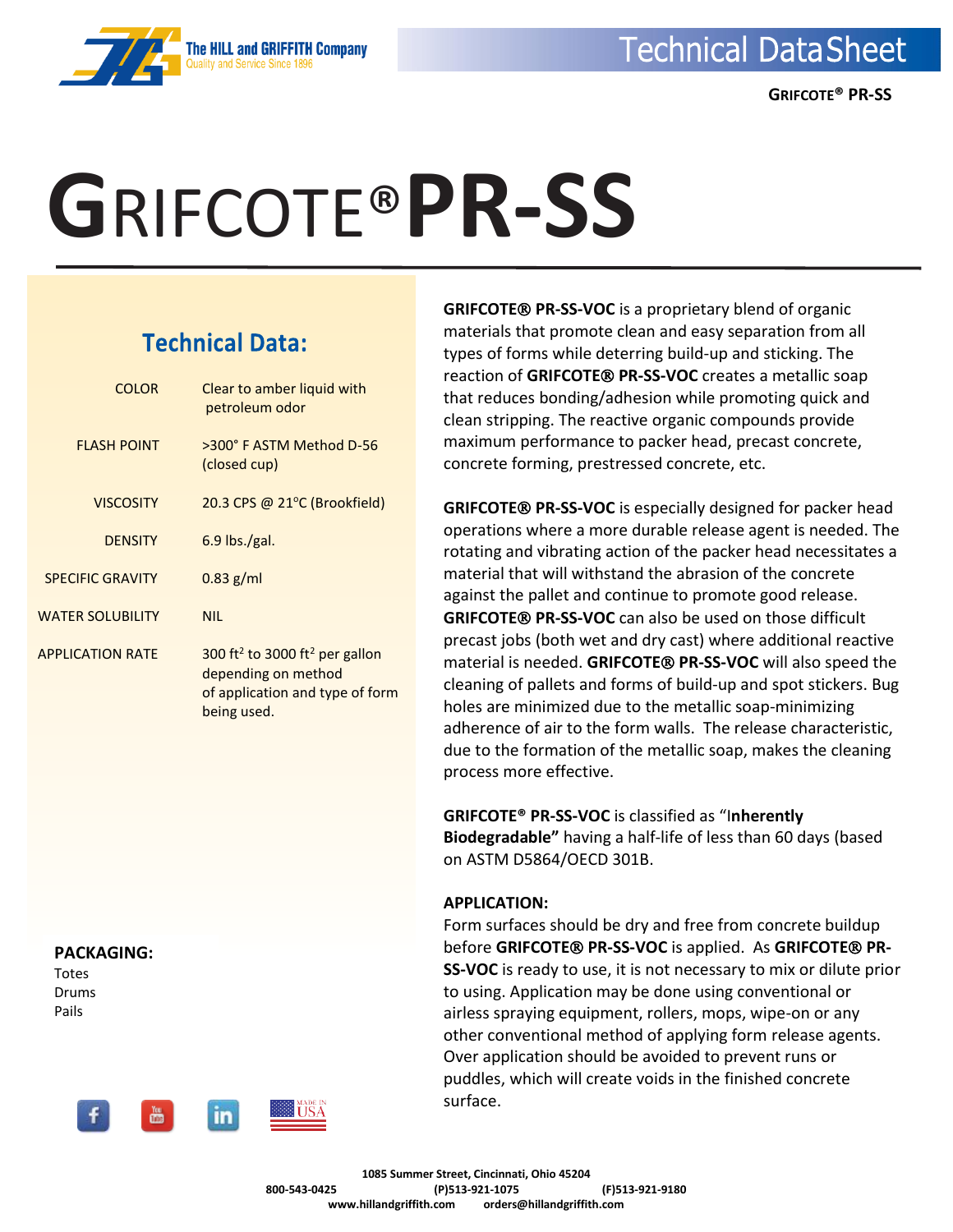# GRIFCOTE® PR-SS

## Technical Data:

| | |
|---|---|
| COLOR | Clear to amber liquid with petroleum odor |
| FLASH POINT | >300° F ASTM Method D-56 (closed cup) |
| VISCOSITY | 20.3 CPS @ 21°C (Brookfield) |
| DENSITY | 6.9 lbs./gal. |
| SPECIFIC GRAVITY | 0.83 g/ml |
| WATER SOLUBILITY | NIL |
| APPLICATION RATE | 300 $ft^2$ to 3000 $ft^2$ per gallon depending on method of application and type of form being used. |

**PACKAGING:**

Totes
Drums
Pails

**GRIFCOTE® PR-SS-VOC** is a proprietary blend of organic materials that promote clean and easy separation from all types of forms while deterring build-up and sticking. The reaction of **GRIFCOTE® PR-SS-VOC** creates a metallic soap that reduces bonding/adhesion while promoting quick and clean stripping. The reactive organic compounds provide maximum performance to packer head, precast concrete, concrete forming, prestressed concrete, etc.

**GRIFCOTE® PR-SS-VOC** is especially designed for packer head operations where a more durable release agent is needed. The rotating and vibrating action of the packer head necessitates a material that will withstand the abrasion of the concrete against the pallet and continue to promote good release. **GRIFCOTE® PR-SS-VOC** can also be used on those difficult precast jobs (both wet and dry cast) where additional reactive material is needed. **GRIFCOTE® PR-SS-VOC** will also speed the cleaning of pallets and forms of build-up and spot stickers. Bug holes are minimized due to the metallic soap-minimizing adherence of air to the form walls. The release characteristic, due to the formation of the metallic soap, makes the cleaning process more effective.

**GRIFCOTE® PR-SS-VOC** is classified as "**Inherently Biodegradable"** having a half-life of less than 60 days (based on ASTM D5864/OECD 301B.

**APPLICATION:**

Form surfaces should be dry and free from concrete buildup before **GRIFCOTE® PR-SS-VOC** is applied. As **GRIFCOTE® PR-SS-VOC** is ready to use, it is not necessary to mix or dilute prior to using. Application may be done using conventional or airless spraying equipment, rollers, mops, wipe-on or any other conventional method of applying form release agents. Over application should be avoided to prevent runs or puddles, which will create voids in the finished concrete surface.

1085 Summer Street, Cincinnati, Ohio 45204
800-543-0425 (P)513-921-1075 (F)513-921-9180
www.hillandgriffith.com orders@hillandgriffith.com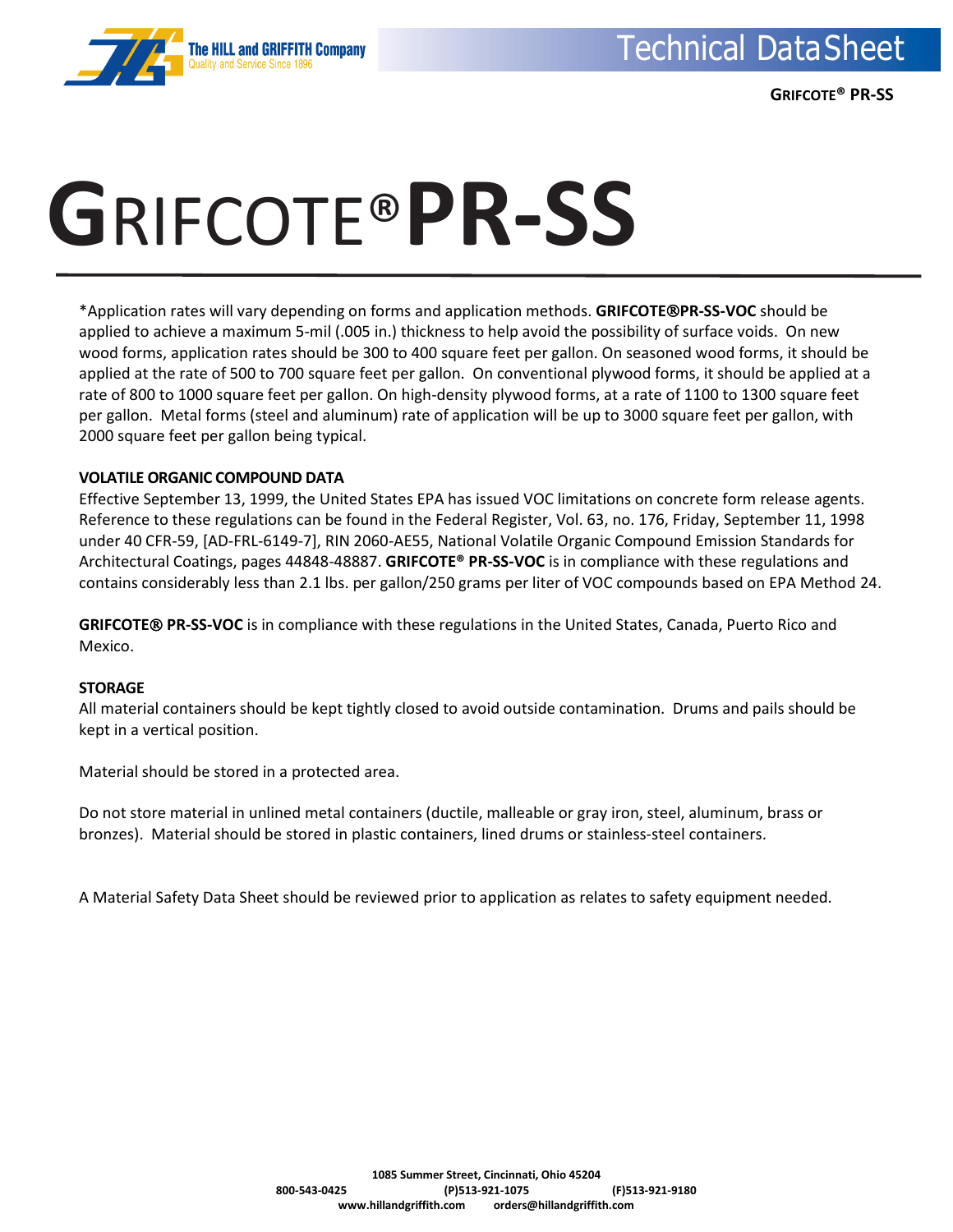# GRIFCOTE® PR-SS

*Application rates will vary depending on forms and application methods. **GRIFCOTE®PR-SS-VOC** should be applied to achieve a maximum 5-mil (.005 in.) thickness to help avoid the possibility of surface voids. On new wood forms, application rates should be 300 to 400 square feet per gallon. On seasoned wood forms, it should be applied at the rate of 500 to 700 square feet per gallon. On conventional plywood forms, it should be applied at a rate of 800 to 1000 square feet per gallon. On high-density plywood forms, at a rate of 1100 to 1300 square feet per gallon. Metal forms (steel and aluminum) rate of application will be up to 3000 square feet per gallon, with 2000 square feet per gallon being typical.

**VOLATILE ORGANIC COMPOUND DATA**

Effective September 13, 1999, the United States EPA has issued VOC limitations on concrete form release agents. Reference to these regulations can be found in the Federal Register, Vol. 63, no. 176, Friday, September 11, 1998 under 40 CFR-59, [AD-FRL-6149-7], RIN 2060-AE55, National Volatile Organic Compound Emission Standards for Architectural Coatings, pages 44848-48887. **GRIFCOTE® PR-SS-VOC** is in compliance with these regulations and contains considerably less than 2.1 lbs. per gallon/250 grams per liter of VOC compounds based on EPA Method 24.

**GRIFCOTE® PR-SS-VOC** is in compliance with these regulations in the United States, Canada, Puerto Rico and Mexico.

**STORAGE**

All material containers should be kept tightly closed to avoid outside contamination. Drums and pails should be kept in a vertical position.

Material should be stored in a protected area.

Do not store material in unlined metal containers (ductile, malleable or gray iron, steel, aluminum, brass or bronzes). Material should be stored in plastic containers, lined drums or stainless-steel containers.

A Material Safety Data Sheet should be reviewed prior to application as relates to safety equipment needed.